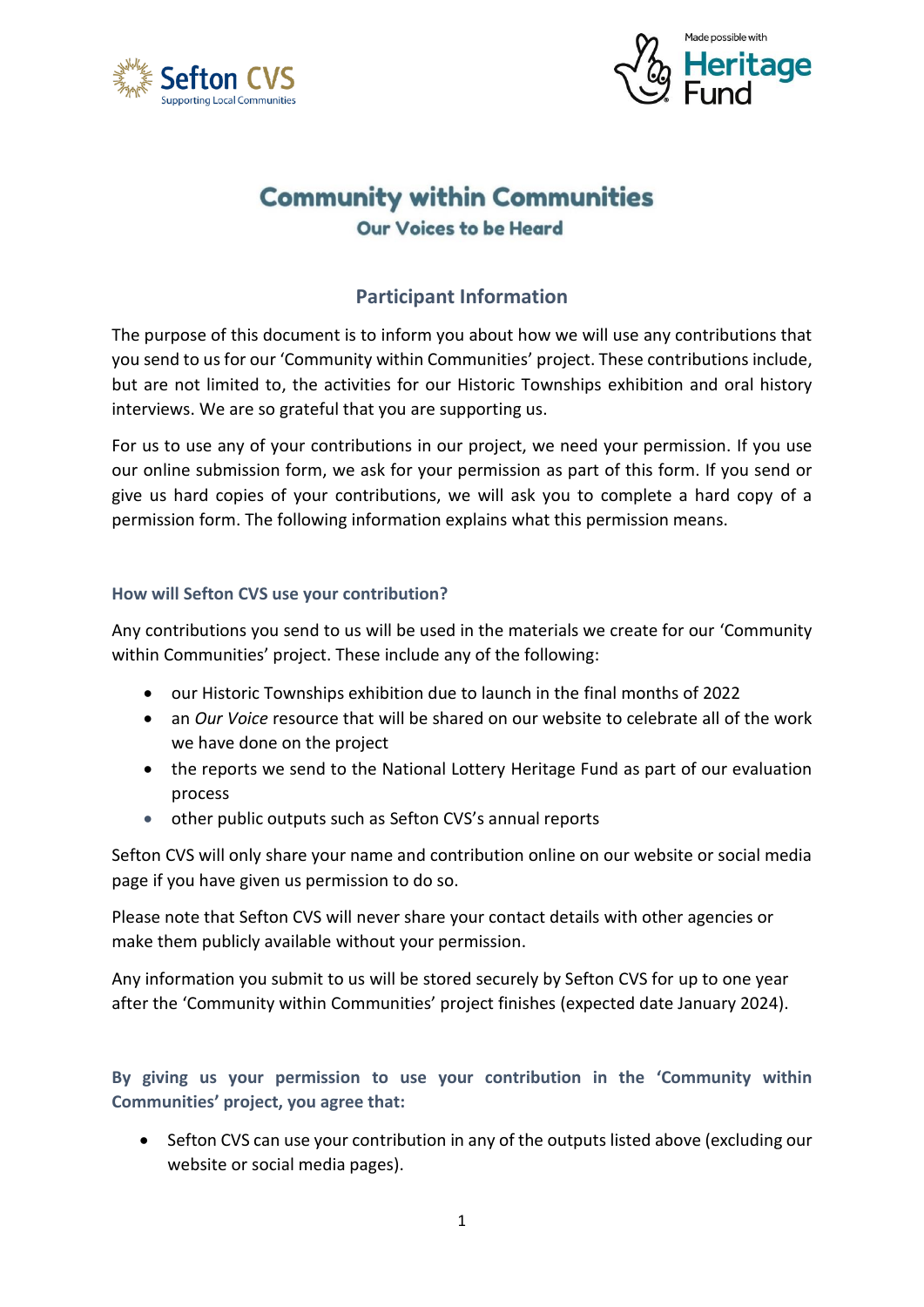# Community within Communities

## Our Voices to be Heard

## Participant Information

The purpose of this document is to inform you about how we will use any contributions that you send to us for our 'Community within Communities' project. These contributions include, but are not limited to, the activities for our Historic Townships exhibition and oral history interviews. We are so grateful that you are supporting us.

For us to use any of your contributions in our project, we need your permission. If you use our online submission form, we ask for your permission as part of this form. If you send or give us hard copies of your contributions, we will ask you to complete a hard copy of a permission form. The following information explains what this permission means.

### How will Sefton CVS use your contribution?

Any contributions you send to us will be used in the materials we create for our 'Community within Communities' project. These include any of the following:

- our Historic Townships exhibition due to launch in the final months of 2022
- an *Our Voice* resource that will be shared on our website to celebrate all of the work we have done on the project
- the reports we send to the National Lottery Heritage Fund as part of our evaluation process
- other public outputs such as Sefton CVS's annual reports

Sefton CVS will only share your name and contribution online on our website or social media page if you have given us permission to do so.

Please note that Sefton CVS will never share your contact details with other agencies or make them publicly available without your permission.

Any information you submit to us will be stored securely by Sefton CVS for up to one year after the 'Community within Communities' project finishes (expected date January 2024).

### By giving us your permission to use your contribution in the 'Community within Communities' project, you agree that:

- Sefton CVS can use your contribution in any of the outputs listed above (excluding our website or social media pages).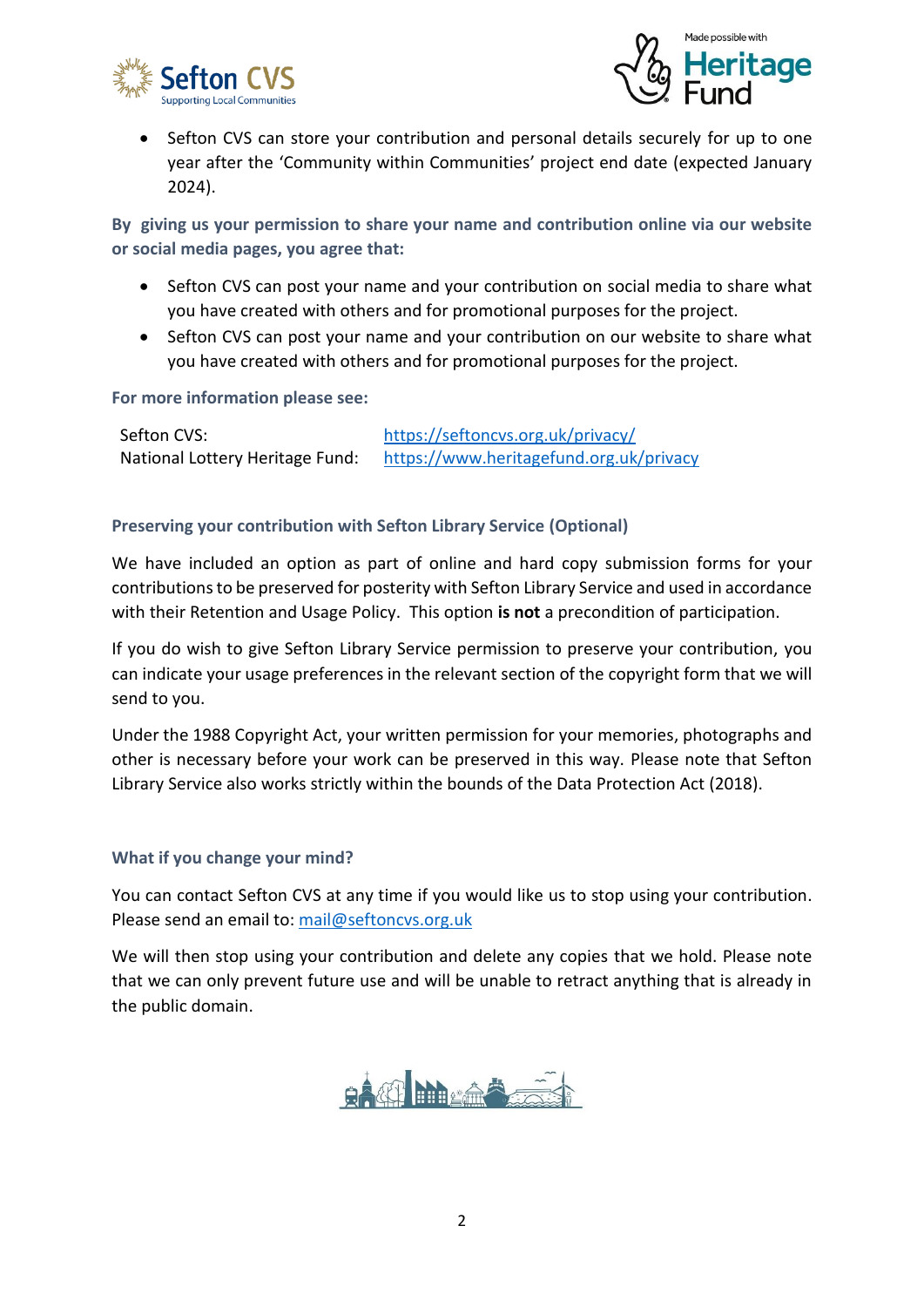- Sefton CVS can store your contribution and personal details securely for up to one year after the 'Community within Communities' project end date (expected January 2024).

**By giving us your permission to share your name and contribution online via our website or social media pages, you agree that:**

- Sefton CVS can post your name and your contribution on social media to share what you have created with others and for promotional purposes for the project.
- Sefton CVS can post your name and your contribution on our website to share what you have created with others and for promotional purposes for the project.

**For more information please see:**

| | |
|---|---|
| Sefton CVS: | https://seftoncvs.org.uk/privacy/ |
| National Lottery Heritage Fund: | https://www.heritagefund.org.uk/privacy |

### Preserving your contribution with Sefton Library Service (Optional)

We have included an option as part of online and hard copy submission forms for your contributions to be preserved for posterity with Sefton Library Service and used in accordance with their Retention and Usage Policy. This option **is not** a precondition of participation.

If you do wish to give Sefton Library Service permission to preserve your contribution, you can indicate your usage preferences in the relevant section of the copyright form that we will send to you.

Under the 1988 Copyright Act, your written permission for your memories, photographs and other is necessary before your work can be preserved in this way. Please note that Sefton Library Service also works strictly within the bounds of the Data Protection Act (2018).

### What if you change your mind?

You can contact Sefton CVS at any time if you would like us to stop using your contribution. Please send an email to: mail@seftoncvs.org.uk

We will then stop using your contribution and delete any copies that we hold. Please note that we can only prevent future use and will be unable to retract anything that is already in the public domain.